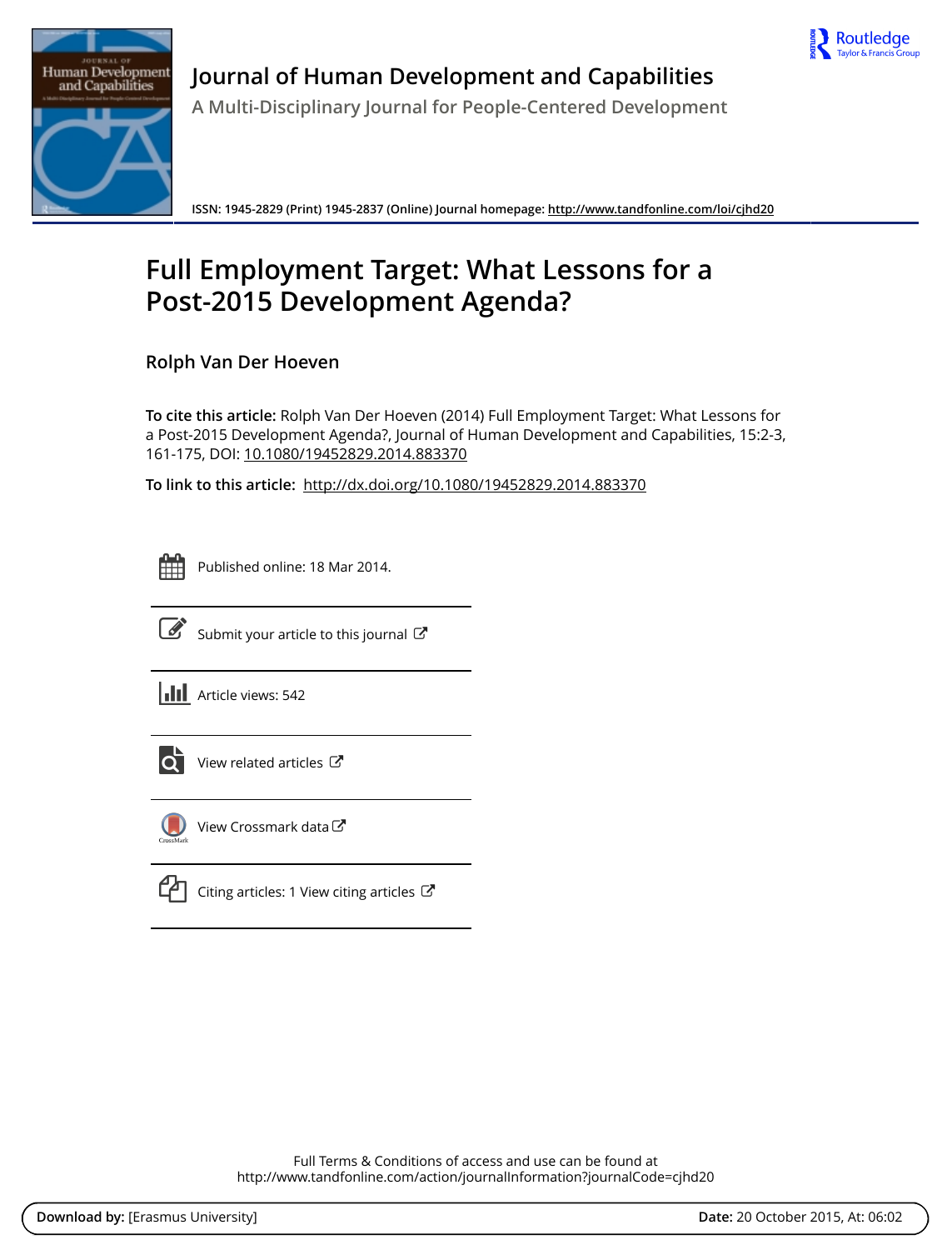# Journal of Human Development and Capabilities

A Multi-Disciplinary Journal for People-Centered Development

ISSN: 1945-2829 (Print) 1945-2837 (Online) Journal homepage: http://www.tandfonline.com/loi/cjhd20

# Full Employment Target: What Lessons for a Post-2015 Development Agenda?

**Rolph Van Der Hoeven**

**To cite this article:** Rolph Van Der Hoeven (2014) Full Employment Target: What Lessons for a Post-2015 Development Agenda?, Journal of Human Development and Capabilities, 15:2-3, 161-175, DOI: 10.1080/19452829.2014.883370

**To link to this article:** http://dx.doi.org/10.1080/19452829.2014.883370

Published online: 18 Mar 2014.

Submit your article to this journal

Article views: 542

View related articles

View Crossmark data

Citing articles: 1 View citing articles

Full Terms & Conditions of access and use can be found at
http://www.tandfonline.com/action/journalInformation?journalCode=cjhd20

**Download by:** [Erasmus University] **Date:** 20 October 2015, At: 06:02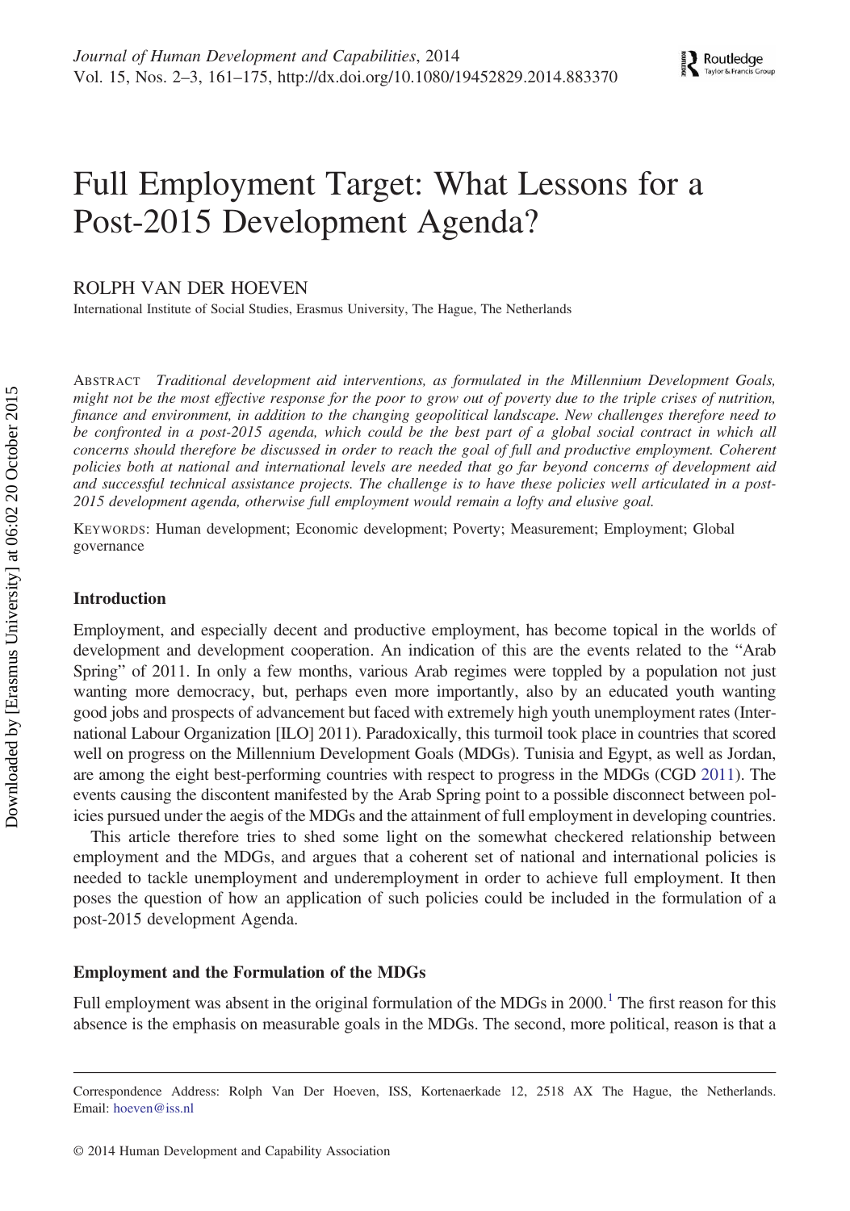# Full Employment Target: What Lessons for a Post-2015 Development Agenda?

ROLPH VAN DER HOEVEN

International Institute of Social Studies, Erasmus University, The Hague, The Netherlands

ABSTRACT *Traditional development aid interventions, as formulated in the Millennium Development Goals, might not be the most effective response for the poor to grow out of poverty due to the triple crises of nutrition, finance and environment, in addition to the changing geopolitical landscape. New challenges therefore need to be confronted in a post-2015 agenda, which could be the best part of a global social contract in which all concerns should therefore be discussed in order to reach the goal of full and productive employment. Coherent policies both at national and international levels are needed that go far beyond concerns of development aid and successful technical assistance projects. The challenge is to have these policies well articulated in a post-2015 development agenda, otherwise full employment would remain a lofty and elusive goal.*

KEYWORDS: Human development; Economic development; Poverty; Measurement; Employment; Global governance

## Introduction

Employment, and especially decent and productive employment, has become topical in the worlds of development and development cooperation. An indication of this are the events related to the "Arab Spring" of 2011. In only a few months, various Arab regimes were toppled by a population not just wanting more democracy, but, perhaps even more importantly, also by an educated youth wanting good jobs and prospects of advancement but faced with extremely high youth unemployment rates (International Labour Organization [ILO] 2011). Paradoxically, this turmoil took place in countries that scored well on progress on the Millennium Development Goals (MDGs). Tunisia and Egypt, as well as Jordan, are among the eight best-performing countries with respect to progress in the MDGs (CGD 2011). The events causing the discontent manifested by the Arab Spring point to a possible disconnect between policies pursued under the aegis of the MDGs and the attainment of full employment in developing countries.

This article therefore tries to shed some light on the somewhat checkered relationship between employment and the MDGs, and argues that a coherent set of national and international policies is needed to tackle unemployment and underemployment in order to achieve full employment. It then poses the question of how an application of such policies could be included in the formulation of a post-2015 development Agenda.

## Employment and the Formulation of the MDGs

Full employment was absent in the original formulation of the MDGs in 2000.[1] The first reason for this absence is the emphasis on measurable goals in the MDGs. The second, more political, reason is that a

Correspondence Address: Rolph Van Der Hoeven, ISS, Kortenaerkade 12, 2518 AX The Hague, the Netherlands. Email: hoeven@iss.nl

© 2014 Human Development and Capability Association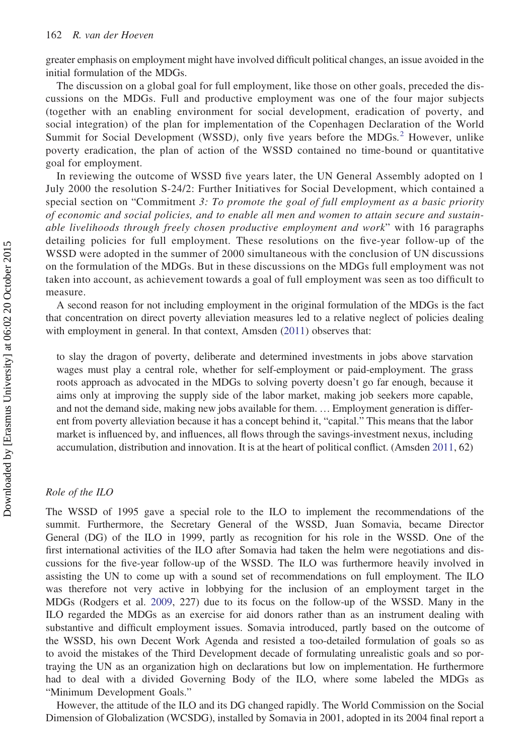greater emphasis on employment might have involved difficult political changes, an issue avoided in the initial formulation of the MDGs.

The discussion on a global goal for full employment, like those on other goals, preceded the discussions on the MDGs. Full and productive employment was one of the four major subjects (together with an enabling environment for social development, eradication of poverty, and social integration) of the plan for implementation of the Copenhagen Declaration of the World Summit for Social Development (WSSD), only five years before the MDGs.[2] However, unlike poverty eradication, the plan of action of the WSSD contained no time-bound or quantitative goal for employment.

In reviewing the outcome of WSSD five years later, the UN General Assembly adopted on 1 July 2000 the resolution S-24/2: Further Initiatives for Social Development, which contained a special section on "Commitment *3: To promote the goal of full employment as a basic priority of economic and social policies, and to enable all men and women to attain secure and sustainable livelihoods through freely chosen productive employment and work*" with 16 paragraphs detailing policies for full employment. These resolutions on the five-year follow-up of the WSSD were adopted in the summer of 2000 simultaneous with the conclusion of UN discussions on the formulation of the MDGs. But in these discussions on the MDGs full employment was not taken into account, as achievement towards a goal of full employment was seen as too difficult to measure.

A second reason for not including employment in the original formulation of the MDGs is the fact that concentration on direct poverty alleviation measures led to a relative neglect of policies dealing with employment in general. In that context, Amsden (2011) observes that:

> to slay the dragon of poverty, deliberate and determined investments in jobs above starvation wages must play a central role, whether for self-employment or paid-employment. The grass roots approach as advocated in the MDGs to solving poverty doesn't go far enough, because it aims only at improving the supply side of the labor market, making job seekers more capable, and not the demand side, making new jobs available for them. … Employment generation is different from poverty alleviation because it has a concept behind it, "capital." This means that the labor market is influenced by, and influences, all flows through the savings-investment nexus, including accumulation, distribution and innovation. It is at the heart of political conflict. (Amsden 2011, 62)

### *Role of the ILO*

The WSSD of 1995 gave a special role to the ILO to implement the recommendations of the summit. Furthermore, the Secretary General of the WSSD, Juan Somavia, became Director General (DG) of the ILO in 1999, partly as recognition for his role in the WSSD. One of the first international activities of the ILO after Somavia had taken the helm were negotiations and discussions for the five-year follow-up of the WSSD. The ILO was furthermore heavily involved in assisting the UN to come up with a sound set of recommendations on full employment. The ILO was therefore not very active in lobbying for the inclusion of an employment target in the MDGs (Rodgers et al. 2009, 227) due to its focus on the follow-up of the WSSD. Many in the ILO regarded the MDGs as an exercise for aid donors rather than as an instrument dealing with substantive and difficult employment issues. Somavia introduced, partly based on the outcome of the WSSD, his own Decent Work Agenda and resisted a too-detailed formulation of goals so as to avoid the mistakes of the Third Development decade of formulating unrealistic goals and so portraying the UN as an organization high on declarations but low on implementation. He furthermore had to deal with a divided Governing Body of the ILO, where some labeled the MDGs as "Minimum Development Goals."

However, the attitude of the ILO and its DG changed rapidly. The World Commission on the Social Dimension of Globalization (WCSDG), installed by Somavia in 2001, adopted in its 2004 final report a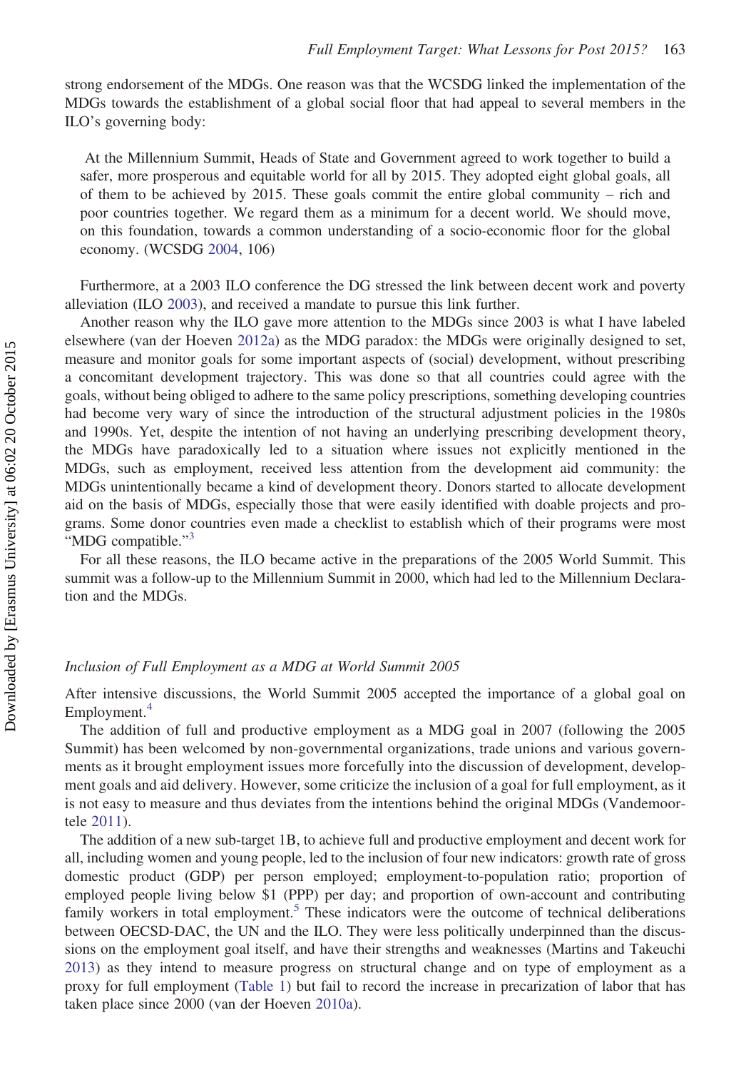strong endorsement of the MDGs. One reason was that the WCSDG linked the implementation of the MDGs towards the establishment of a global social floor that had appeal to several members in the ILO's governing body:

> At the Millennium Summit, Heads of State and Government agreed to work together to build a safer, more prosperous and equitable world for all by 2015. They adopted eight global goals, all of them to be achieved by 2015. These goals commit the entire global community – rich and poor countries together. We regard them as a minimum for a decent world. We should move, on this foundation, towards a common understanding of a socio-economic floor for the global economy. (WCSDG 2004, 106)

Furthermore, at a 2003 ILO conference the DG stressed the link between decent work and poverty alleviation (ILO 2003), and received a mandate to pursue this link further.

Another reason why the ILO gave more attention to the MDGs since 2003 is what I have labeled elsewhere (van der Hoeven 2012a) as the MDG paradox: the MDGs were originally designed to set, measure and monitor goals for some important aspects of (social) development, without prescribing a concomitant development trajectory. This was done so that all countries could agree with the goals, without being obliged to adhere to the same policy prescriptions, something developing countries had become very wary of since the introduction of the structural adjustment policies in the 1980s and 1990s. Yet, despite the intention of not having an underlying prescribing development theory, the MDGs have paradoxically led to a situation where issues not explicitly mentioned in the MDGs, such as employment, received less attention from the development aid community: the MDGs unintentionally became a kind of development theory. Donors started to allocate development aid on the basis of MDGs, especially those that were easily identified with doable projects and programs. Some donor countries even made a checklist to establish which of their programs were most "MDG compatible."[3]

For all these reasons, the ILO became active in the preparations of the 2005 World Summit. This summit was a follow-up to the Millennium Summit in 2000, which had led to the Millennium Declaration and the MDGs.

### *Inclusion of Full Employment as a MDG at World Summit 2005*

After intensive discussions, the World Summit 2005 accepted the importance of a global goal on Employment.[4]

The addition of full and productive employment as a MDG goal in 2007 (following the 2005 Summit) has been welcomed by non-governmental organizations, trade unions and various governments as it brought employment issues more forcefully into the discussion of development, development goals and aid delivery. However, some criticize the inclusion of a goal for full employment, as it is not easy to measure and thus deviates from the intentions behind the original MDGs (Vandemoortele 2011).

The addition of a new sub-target 1B, to achieve full and productive employment and decent work for all, including women and young people, led to the inclusion of four new indicators: growth rate of gross domestic product (GDP) per person employed; employment-to-population ratio; proportion of employed people living below $1 (PPP) per day; and proportion of own-account and contributing family workers in total employment.[5] These indicators were the outcome of technical deliberations between OECSD-DAC, the UN and the ILO. They were less politically underpinned than the discussions on the employment goal itself, and have their strengths and weaknesses (Martins and Takeuchi 2013) as they intend to measure progress on structural change and on type of employment as a proxy for full employment (Table 1) but fail to record the increase in precarization of labor that has taken place since 2000 (van der Hoeven 2010a).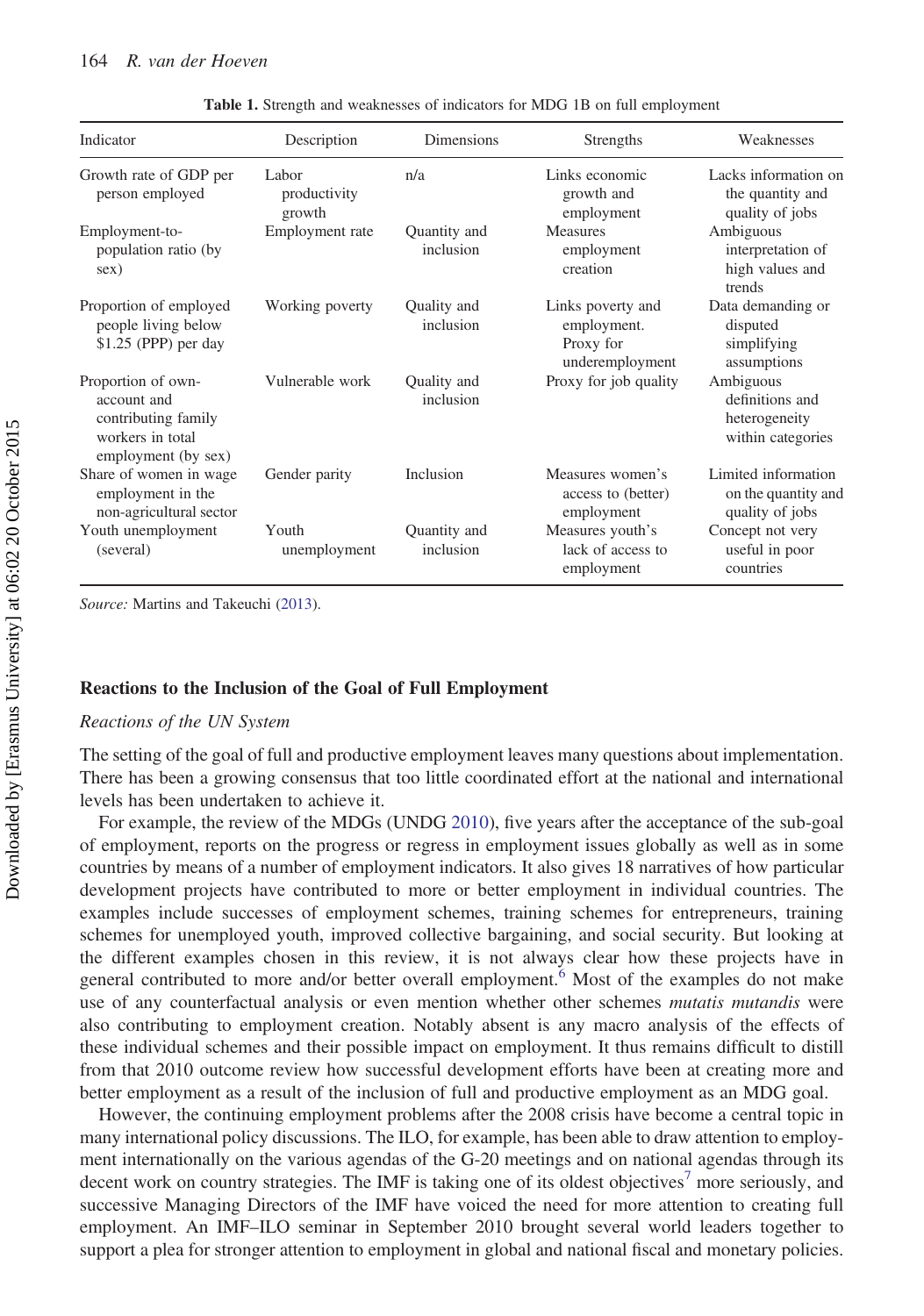**Table 1.** Strength and weaknesses of indicators for MDG 1B on full employment

| Indicator | Description | Dimensions | Strengths | Weaknesses |
|---|---|---|---|---|
| Growth rate of GDP per person employed | Labor productivity growth | n/a | Links economic growth and employment | Lacks information on the quantity and quality of jobs |
| Employment-to-population ratio (by sex) | Employment rate | Quantity and inclusion | Measures employment creation | Ambiguous interpretation of high values and trends |
| Proportion of employed people living below $1.25 (PPP) per day | Working poverty | Quality and inclusion | Links poverty and employment. Proxy for underemployment | Data demanding or disputed simplifying assumptions |
| Proportion of own-account and contributing family workers in total employment (by sex) | Vulnerable work | Quality and inclusion | Proxy for job quality | Ambiguous definitions and heterogeneity within categories |
| Share of women in wage employment in the non-agricultural sector | Gender parity | Inclusion | Measures women's access to (better) employment | Limited information on the quantity and quality of jobs |
| Youth unemployment (several) | Youth unemployment | Quantity and inclusion | Measures youth's lack of access to employment | Concept not very useful in poor countries |

*Source:* Martins and Takeuchi (2013).

## Reactions to the Inclusion of the Goal of Full Employment

### *Reactions of the UN System*

The setting of the goal of full and productive employment leaves many questions about implementation. There has been a growing consensus that too little coordinated effort at the national and international levels has been undertaken to achieve it.

For example, the review of the MDGs (UNDG 2010), five years after the acceptance of the sub-goal of employment, reports on the progress or regress in employment issues globally as well as in some countries by means of a number of employment indicators. It also gives 18 narratives of how particular development projects have contributed to more or better employment in individual countries. The examples include successes of employment schemes, training schemes for entrepreneurs, training schemes for unemployed youth, improved collective bargaining, and social security. But looking at the different examples chosen in this review, it is not always clear how these projects have in general contributed to more and/or better overall employment.[6] Most of the examples do not make use of any counterfactual analysis or even mention whether other schemes *mutatis mutandis* were also contributing to employment creation. Notably absent is any macro analysis of the effects of these individual schemes and their possible impact on employment. It thus remains difficult to distill from that 2010 outcome review how successful development efforts have been at creating more and better employment as a result of the inclusion of full and productive employment as an MDG goal.

However, the continuing employment problems after the 2008 crisis have become a central topic in many international policy discussions. The ILO, for example, has been able to draw attention to employment internationally on the various agendas of the G-20 meetings and on national agendas through its decent work on country strategies. The IMF is taking one of its oldest objectives[7] more seriously, and successive Managing Directors of the IMF have voiced the need for more attention to creating full employment. An IMF–ILO seminar in September 2010 brought several world leaders together to support a plea for stronger attention to employment in global and national fiscal and monetary policies.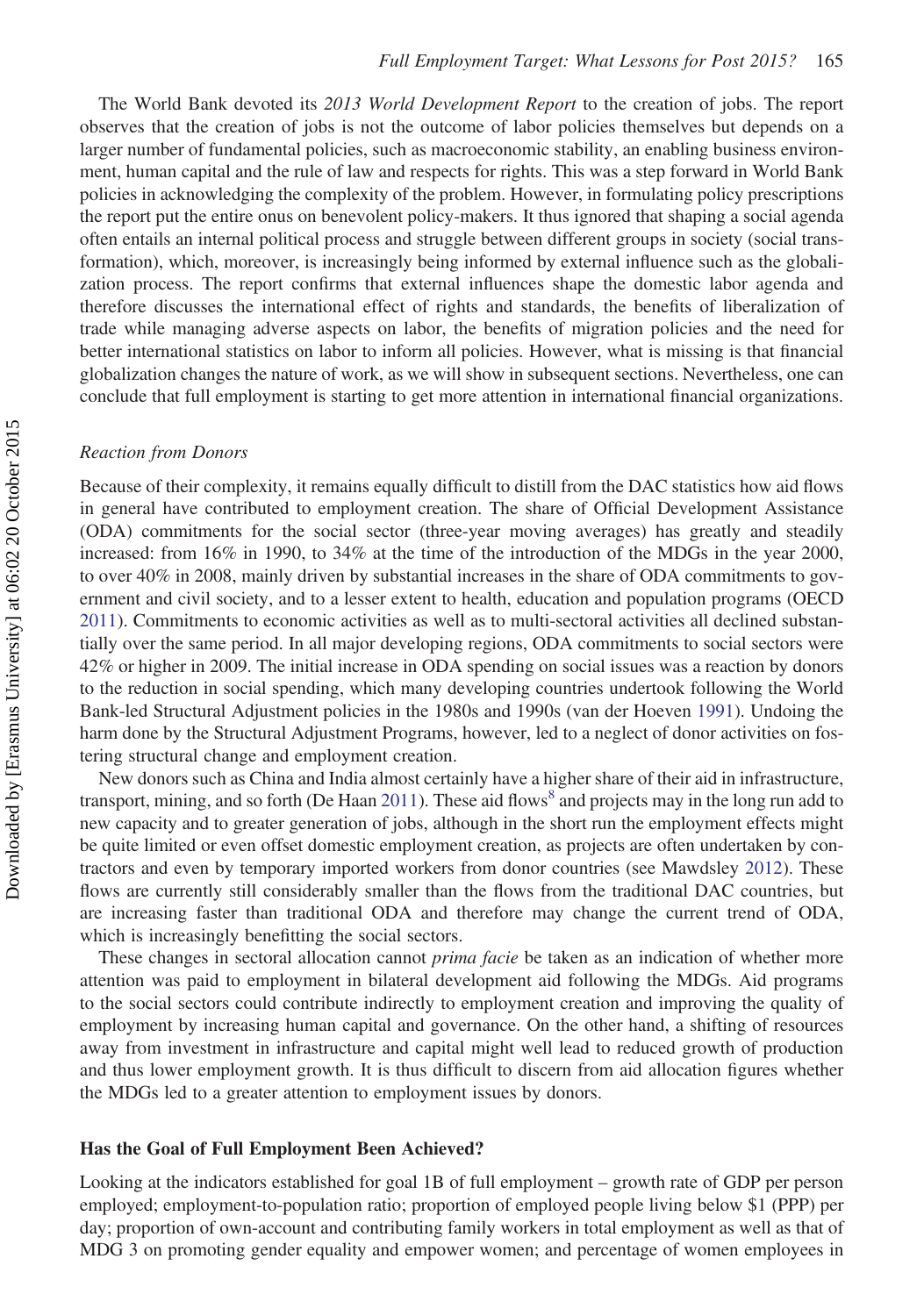The World Bank devoted its *2013 World Development Report* to the creation of jobs. The report observes that the creation of jobs is not the outcome of labor policies themselves but depends on a larger number of fundamental policies, such as macroeconomic stability, an enabling business environment, human capital and the rule of law and respects for rights. This was a step forward in World Bank policies in acknowledging the complexity of the problem. However, in formulating policy prescriptions the report put the entire onus on benevolent policy-makers. It thus ignored that shaping a social agenda often entails an internal political process and struggle between different groups in society (social transformation), which, moreover, is increasingly being informed by external influence such as the globalization process. The report confirms that external influences shape the domestic labor agenda and therefore discusses the international effect of rights and standards, the benefits of liberalization of trade while managing adverse aspects on labor, the benefits of migration policies and the need for better international statistics on labor to inform all policies. However, what is missing is that financial globalization changes the nature of work, as we will show in subsequent sections. Nevertheless, one can conclude that full employment is starting to get more attention in international financial organizations.

### *Reaction from Donors*

Because of their complexity, it remains equally difficult to distill from the DAC statistics how aid flows in general have contributed to employment creation. The share of Official Development Assistance (ODA) commitments for the social sector (three-year moving averages) has greatly and steadily increased: from 16% in 1990, to 34% at the time of the introduction of the MDGs in the year 2000, to over 40% in 2008, mainly driven by substantial increases in the share of ODA commitments to government and civil society, and to a lesser extent to health, education and population programs (OECD 2011). Commitments to economic activities as well as to multi-sectoral activities all declined substantially over the same period. In all major developing regions, ODA commitments to social sectors were 42% or higher in 2009. The initial increase in ODA spending on social issues was a reaction by donors to the reduction in social spending, which many developing countries undertook following the World Bank-led Structural Adjustment policies in the 1980s and 1990s (van der Hoeven 1991). Undoing the harm done by the Structural Adjustment Programs, however, led to a neglect of donor activities on fostering structural change and employment creation.

New donors such as China and India almost certainly have a higher share of their aid in infrastructure, transport, mining, and so forth (De Haan 2011). These aid flows[8] and projects may in the long run add to new capacity and to greater generation of jobs, although in the short run the employment effects might be quite limited or even offset domestic employment creation, as projects are often undertaken by contractors and even by temporary imported workers from donor countries (see Mawdsley 2012). These flows are currently still considerably smaller than the flows from the traditional DAC countries, but are increasing faster than traditional ODA and therefore may change the current trend of ODA, which is increasingly benefitting the social sectors.

These changes in sectoral allocation cannot *prima facie* be taken as an indication of whether more attention was paid to employment in bilateral development aid following the MDGs. Aid programs to the social sectors could contribute indirectly to employment creation and improving the quality of employment by increasing human capital and governance. On the other hand, a shifting of resources away from investment in infrastructure and capital might well lead to reduced growth of production and thus lower employment growth. It is thus difficult to discern from aid allocation figures whether the MDGs led to a greater attention to employment issues by donors.

## Has the Goal of Full Employment Been Achieved?

Looking at the indicators established for goal 1B of full employment – growth rate of GDP per person employed; employment-to-population ratio; proportion of employed people living below $1 (PPP) per day; proportion of own-account and contributing family workers in total employment as well as that of MDG 3 on promoting gender equality and empower women; and percentage of women employees in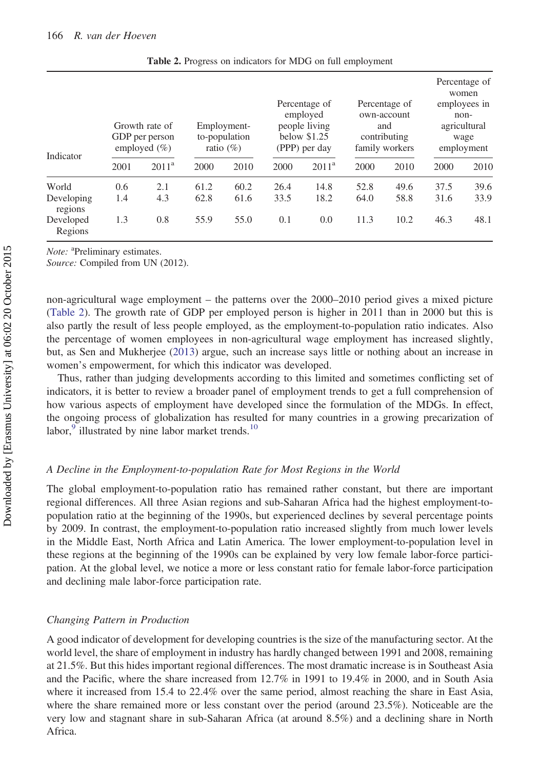**Table 2.** Progress on indicators for MDG on full employment

| Indicator | Growth rate of GDP per person employed (%) | | Employment-to-population ratio (%) | | Percentage of employed people living below $1.25 (PPP) per day | | Percentage of own-account and contributing family workers | | Percentage of women employees in non-agricultural wage employment | |
|---|---|---|---|---|---|---|---|---|---|---|
| | 2001 | 2011[a] | 2000 | 2010 | 2000 | 2011[a] | 2000 | 2010 | 2000 | 2010 |
| World | 0.6 | 2.1 | 61.2 | 60.2 | 26.4 | 14.8 | 52.8 | 49.6 | 37.5 | 39.6 |
| Developing regions | 1.4 | 4.3 | 62.8 | 61.6 | 33.5 | 18.2 | 64.0 | 58.8 | 31.6 | 33.9 |
| Developed Regions | 1.3 | 0.8 | 55.9 | 55.0 | 0.1 | 0.0 | 11.3 | 10.2 | 46.3 | 48.1 |

*Note:* [a]Preliminary estimates.
*Source:* Compiled from UN (2012).

non-agricultural wage employment – the patterns over the 2000–2010 period gives a mixed picture (Table 2). The growth rate of GDP per employed person is higher in 2011 than in 2000 but this is also partly the result of less people employed, as the employment-to-population ratio indicates. Also the percentage of women employees in non-agricultural wage employment has increased slightly, but, as Sen and Mukherjee (2013) argue, such an increase says little or nothing about an increase in women's empowerment, for which this indicator was developed.

Thus, rather than judging developments according to this limited and sometimes conflicting set of indicators, it is better to review a broader panel of employment trends to get a full comprehension of how various aspects of employment have developed since the formulation of the MDGs. In effect, the ongoing process of globalization has resulted for many countries in a growing precarization of labor,[9] illustrated by nine labor market trends.[10]

### *A Decline in the Employment-to-population Rate for Most Regions in the World*

The global employment-to-population ratio has remained rather constant, but there are important regional differences. All three Asian regions and sub-Saharan Africa had the highest employment-to-population ratio at the beginning of the 1990s, but experienced declines by several percentage points by 2009. In contrast, the employment-to-population ratio increased slightly from much lower levels in the Middle East, North Africa and Latin America. The lower employment-to-population level in these regions at the beginning of the 1990s can be explained by very low female labor-force participation. At the global level, we notice a more or less constant ratio for female labor-force participation and declining male labor-force participation rate.

### *Changing Pattern in Production*

A good indicator of development for developing countries is the size of the manufacturing sector. At the world level, the share of employment in industry has hardly changed between 1991 and 2008, remaining at 21.5%. But this hides important regional differences. The most dramatic increase is in Southeast Asia and the Pacific, where the share increased from 12.7% in 1991 to 19.4% in 2000, and in South Asia where it increased from 15.4 to 22.4% over the same period, almost reaching the share in East Asia, where the share remained more or less constant over the period (around 23.5%). Noticeable are the very low and stagnant share in sub-Saharan Africa (at around 8.5%) and a declining share in North Africa.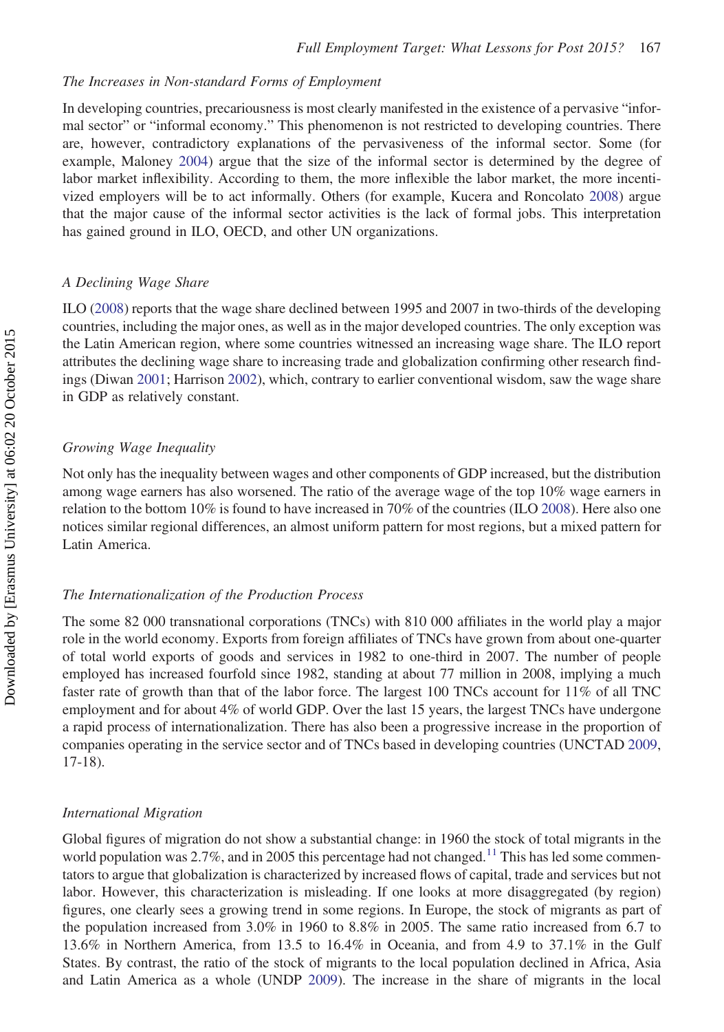### The Increases in Non-standard Forms of Employment

In developing countries, precariousness is most clearly manifested in the existence of a pervasive "informal sector" or "informal economy." This phenomenon is not restricted to developing countries. There are, however, contradictory explanations of the pervasiveness of the informal sector. Some (for example, Maloney 2004) argue that the size of the informal sector is determined by the degree of labor market inflexibility. According to them, the more inflexible the labor market, the more incentivized employers will be to act informally. Others (for example, Kucera and Roncolato 2008) argue that the major cause of the informal sector activities is the lack of formal jobs. This interpretation has gained ground in ILO, OECD, and other UN organizations.

### A Declining Wage Share

ILO (2008) reports that the wage share declined between 1995 and 2007 in two-thirds of the developing countries, including the major ones, as well as in the major developed countries. The only exception was the Latin American region, where some countries witnessed an increasing wage share. The ILO report attributes the declining wage share to increasing trade and globalization confirming other research findings (Diwan 2001; Harrison 2002), which, contrary to earlier conventional wisdom, saw the wage share in GDP as relatively constant.

### Growing Wage Inequality

Not only has the inequality between wages and other components of GDP increased, but the distribution among wage earners has also worsened. The ratio of the average wage of the top 10% wage earners in relation to the bottom 10% is found to have increased in 70% of the countries (ILO 2008). Here also one notices similar regional differences, an almost uniform pattern for most regions, but a mixed pattern for Latin America.

### The Internationalization of the Production Process

The some 82 000 transnational corporations (TNCs) with 810 000 affiliates in the world play a major role in the world economy. Exports from foreign affiliates of TNCs have grown from about one-quarter of total world exports of goods and services in 1982 to one-third in 2007. The number of people employed has increased fourfold since 1982, standing at about 77 million in 2008, implying a much faster rate of growth than that of the labor force. The largest 100 TNCs account for 11% of all TNC employment and for about 4% of world GDP. Over the last 15 years, the largest TNCs have undergone a rapid process of internationalization. There has also been a progressive increase in the proportion of companies operating in the service sector and of TNCs based in developing countries (UNCTAD 2009, 17-18).

### International Migration

Global figures of migration do not show a substantial change: in 1960 the stock of total migrants in the world population was 2.7%, and in 2005 this percentage had not changed.[11] This has led some commentators to argue that globalization is characterized by increased flows of capital, trade and services but not labor. However, this characterization is misleading. If one looks at more disaggregated (by region) figures, one clearly sees a growing trend in some regions. In Europe, the stock of migrants as part of the population increased from 3.0% in 1960 to 8.8% in 2005. The same ratio increased from 6.7 to 13.6% in Northern America, from 13.5 to 16.4% in Oceania, and from 4.9 to 37.1% in the Gulf States. By contrast, the ratio of the stock of migrants to the local population declined in Africa, Asia and Latin America as a whole (UNDP 2009). The increase in the share of migrants in the local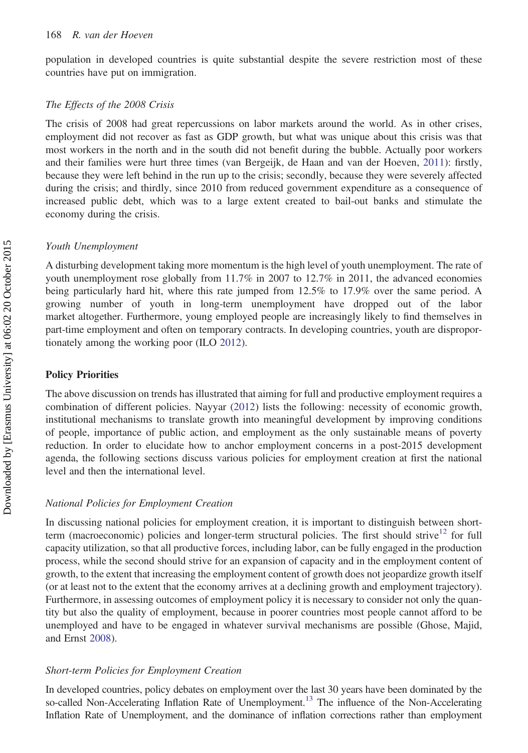population in developed countries is quite substantial despite the severe restriction most of these countries have put on immigration.

### *The Effects of the 2008 Crisis*

The crisis of 2008 had great repercussions on labor markets around the world. As in other crises, employment did not recover as fast as GDP growth, but what was unique about this crisis was that most workers in the north and in the south did not benefit during the bubble. Actually poor workers and their families were hurt three times (van Bergeijk, de Haan and van der Hoeven, 2011): firstly, because they were left behind in the run up to the crisis; secondly, because they were severely affected during the crisis; and thirdly, since 2010 from reduced government expenditure as a consequence of increased public debt, which was to a large extent created to bail-out banks and stimulate the economy during the crisis.

### *Youth Unemployment*

A disturbing development taking more momentum is the high level of youth unemployment. The rate of youth unemployment rose globally from 11.7% in 2007 to 12.7% in 2011, the advanced economies being particularly hard hit, where this rate jumped from 12.5% to 17.9% over the same period. A growing number of youth in long-term unemployment have dropped out of the labor market altogether. Furthermore, young employed people are increasingly likely to find themselves in part-time employment and often on temporary contracts. In developing countries, youth are disproportionately among the working poor (ILO 2012).

## **Policy Priorities**

The above discussion on trends has illustrated that aiming for full and productive employment requires a combination of different policies. Nayyar (2012) lists the following: necessity of economic growth, institutional mechanisms to translate growth into meaningful development by improving conditions of people, importance of public action, and employment as the only sustainable means of poverty reduction. In order to elucidate how to anchor employment concerns in a post-2015 development agenda, the following sections discuss various policies for employment creation at first the national level and then the international level.

### *National Policies for Employment Creation*

In discussing national policies for employment creation, it is important to distinguish between short-term (macroeconomic) policies and longer-term structural policies. The first should strive[12] for full capacity utilization, so that all productive forces, including labor, can be fully engaged in the production process, while the second should strive for an expansion of capacity and in the employment content of growth, to the extent that increasing the employment content of growth does not jeopardize growth itself (or at least not to the extent that the economy arrives at a declining growth and employment trajectory). Furthermore, in assessing outcomes of employment policy it is necessary to consider not only the quantity but also the quality of employment, because in poorer countries most people cannot afford to be unemployed and have to be engaged in whatever survival mechanisms are possible (Ghose, Majid, and Ernst 2008).

### *Short-term Policies for Employment Creation*

In developed countries, policy debates on employment over the last 30 years have been dominated by the so-called Non-Accelerating Inflation Rate of Unemployment.[13] The influence of the Non-Accelerating Inflation Rate of Unemployment, and the dominance of inflation corrections rather than employment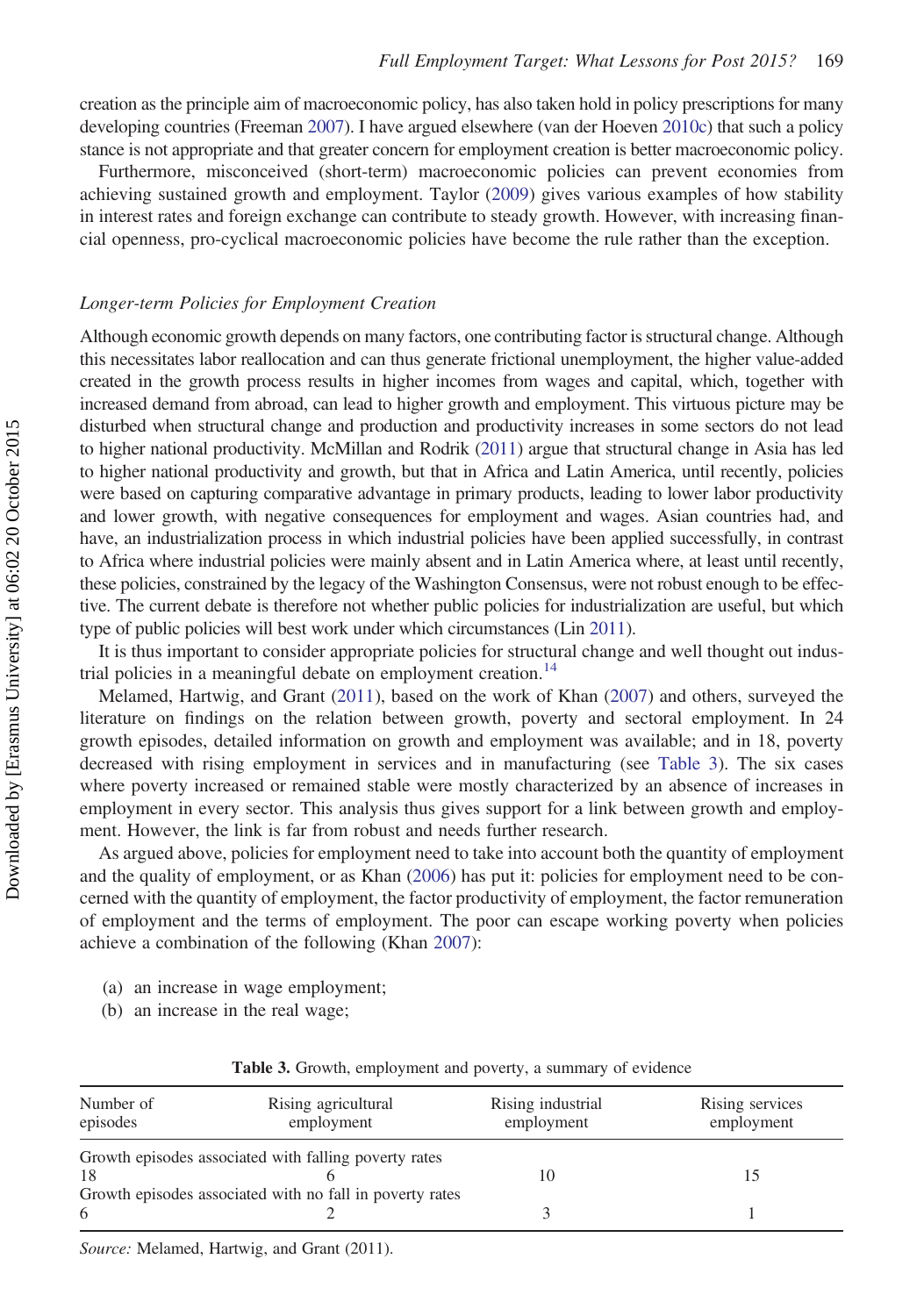creation as the principle aim of macroeconomic policy, has also taken hold in policy prescriptions for many developing countries (Freeman 2007). I have argued elsewhere (van der Hoeven 2010c) that such a policy stance is not appropriate and that greater concern for employment creation is better macroeconomic policy.

Furthermore, misconceived (short-term) macroeconomic policies can prevent economies from achieving sustained growth and employment. Taylor (2009) gives various examples of how stability in interest rates and foreign exchange can contribute to steady growth. However, with increasing financial openness, pro-cyclical macroeconomic policies have become the rule rather than the exception.

### *Longer-term Policies for Employment Creation*

Although economic growth depends on many factors, one contributing factor is structural change. Although this necessitates labor reallocation and can thus generate frictional unemployment, the higher value-added created in the growth process results in higher incomes from wages and capital, which, together with increased demand from abroad, can lead to higher growth and employment. This virtuous picture may be disturbed when structural change and production and productivity increases in some sectors do not lead to higher national productivity. McMillan and Rodrik (2011) argue that structural change in Asia has led to higher national productivity and growth, but that in Africa and Latin America, until recently, policies were based on capturing comparative advantage in primary products, leading to lower labor productivity and lower growth, with negative consequences for employment and wages. Asian countries had, and have, an industrialization process in which industrial policies have been applied successfully, in contrast to Africa where industrial policies were mainly absent and in Latin America where, at least until recently, these policies, constrained by the legacy of the Washington Consensus, were not robust enough to be effective. The current debate is therefore not whether public policies for industrialization are useful, but which type of public policies will best work under which circumstances (Lin 2011).

It is thus important to consider appropriate policies for structural change and well thought out industrial policies in a meaningful debate on employment creation.[14]

Melamed, Hartwig, and Grant (2011), based on the work of Khan (2007) and others, surveyed the literature on findings on the relation between growth, poverty and sectoral employment. In 24 growth episodes, detailed information on growth and employment was available; and in 18, poverty decreased with rising employment in services and in manufacturing (see Table 3). The six cases where poverty increased or remained stable were mostly characterized by an absence of increases in employment in every sector. This analysis thus gives support for a link between growth and employment. However, the link is far from robust and needs further research.

As argued above, policies for employment need to take into account both the quantity of employment and the quality of employment, or as Khan (2006) has put it: policies for employment need to be concerned with the quantity of employment, the factor productivity of employment, the factor remuneration of employment and the terms of employment. The poor can escape working poverty when policies achieve a combination of the following (Khan 2007):

(a) an increase in wage employment;
(b) an increase in the real wage;

**Table 3.** Growth, employment and poverty, a summary of evidence

| Number of episodes | Rising agricultural employment | Rising industrial employment | Rising services employment |
|---|---|---|---|
| Growth episodes associated with falling poverty rates | | | |
| 18 | 6 | 10 | 15 |
| Growth episodes associated with no fall in poverty rates | | | |
| 6 | 2 | 3 | 1 |

*Source:* Melamed, Hartwig, and Grant (2011).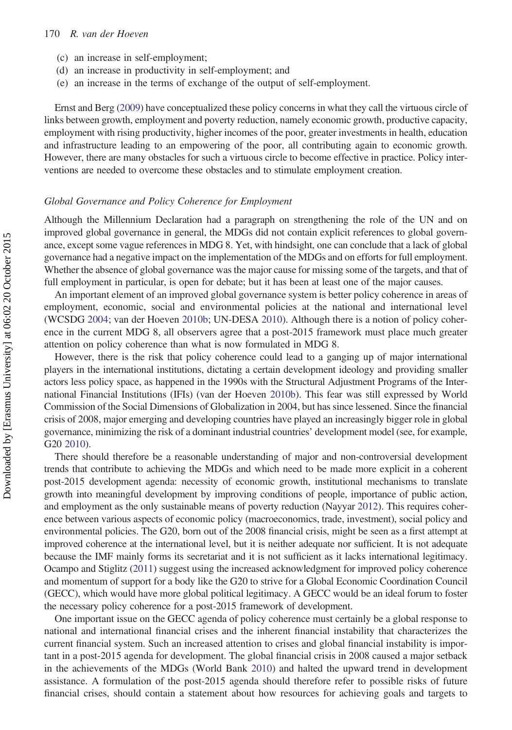(c) an increase in self-employment;
(d) an increase in productivity in self-employment; and
(e) an increase in the terms of exchange of the output of self-employment.

Ernst and Berg (2009) have conceptualized these policy concerns in what they call the virtuous circle of links between growth, employment and poverty reduction, namely economic growth, productive capacity, employment with rising productivity, higher incomes of the poor, greater investments in health, education and infrastructure leading to an empowering of the poor, all contributing again to economic growth. However, there are many obstacles for such a virtuous circle to become effective in practice. Policy interventions are needed to overcome these obstacles and to stimulate employment creation.

### *Global Governance and Policy Coherence for Employment*

Although the Millennium Declaration had a paragraph on strengthening the role of the UN and on improved global governance in general, the MDGs did not contain explicit references to global governance, except some vague references in MDG 8. Yet, with hindsight, one can conclude that a lack of global governance had a negative impact on the implementation of the MDGs and on efforts for full employment. Whether the absence of global governance was the major cause for missing some of the targets, and that of full employment in particular, is open for debate; but it has been at least one of the major causes.

An important element of an improved global governance system is better policy coherence in areas of employment, economic, social and environmental policies at the national and international level (WCSDG 2004; van der Hoeven 2010b; UN-DESA 2010). Although there is a notion of policy coherence in the current MDG 8, all observers agree that a post-2015 framework must place much greater attention on policy coherence than what is now formulated in MDG 8.

However, there is the risk that policy coherence could lead to a ganging up of major international players in the international institutions, dictating a certain development ideology and providing smaller actors less policy space, as happened in the 1990s with the Structural Adjustment Programs of the International Financial Institutions (IFIs) (van der Hoeven 2010b). This fear was still expressed by World Commission of the Social Dimensions of Globalization in 2004, but has since lessened. Since the financial crisis of 2008, major emerging and developing countries have played an increasingly bigger role in global governance, minimizing the risk of a dominant industrial countries' development model (see, for example, G20 2010).

There should therefore be a reasonable understanding of major and non-controversial development trends that contribute to achieving the MDGs and which need to be made more explicit in a coherent post-2015 development agenda: necessity of economic growth, institutional mechanisms to translate growth into meaningful development by improving conditions of people, importance of public action, and employment as the only sustainable means of poverty reduction (Nayyar 2012). This requires coherence between various aspects of economic policy (macroeconomics, trade, investment), social policy and environmental policies. The G20, born out of the 2008 financial crisis, might be seen as a first attempt at improved coherence at the international level, but it is neither adequate nor sufficient. It is not adequate because the IMF mainly forms its secretariat and it is not sufficient as it lacks international legitimacy. Ocampo and Stiglitz (2011) suggest using the increased acknowledgment for improved policy coherence and momentum of support for a body like the G20 to strive for a Global Economic Coordination Council (GECC), which would have more global political legitimacy. A GECC would be an ideal forum to foster the necessary policy coherence for a post-2015 framework of development.

One important issue on the GECC agenda of policy coherence must certainly be a global response to national and international financial crises and the inherent financial instability that characterizes the current financial system. Such an increased attention to crises and global financial instability is important in a post-2015 agenda for development. The global financial crisis in 2008 caused a major setback in the achievements of the MDGs (World Bank 2010) and halted the upward trend in development assistance. A formulation of the post-2015 agenda should therefore refer to possible risks of future financial crises, should contain a statement about how resources for achieving goals and targets to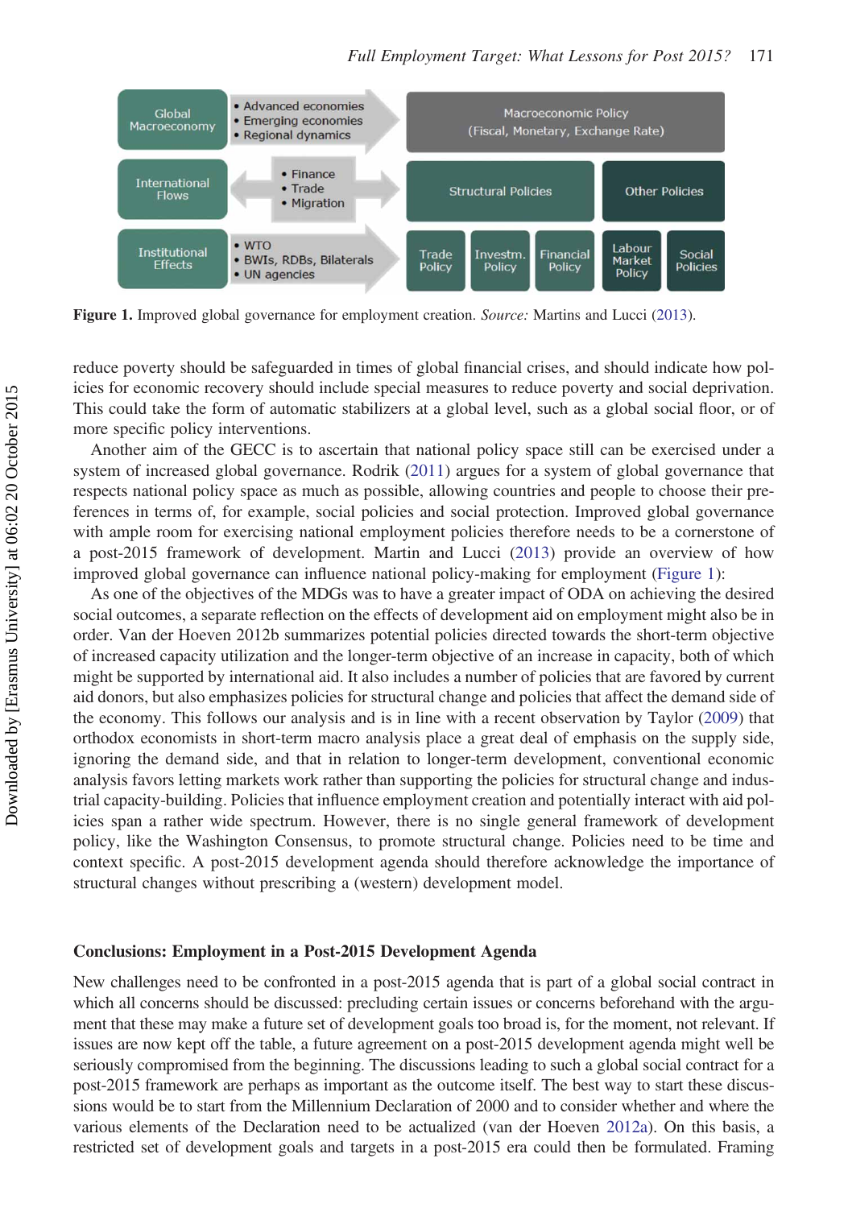**Figure 1.** Improved global governance for employment creation. *Source:* Martins and Lucci (2013).

reduce poverty should be safeguarded in times of global financial crises, and should indicate how policies for economic recovery should include special measures to reduce poverty and social deprivation. This could take the form of automatic stabilizers at a global level, such as a global social floor, or of more specific policy interventions.

Another aim of the GECC is to ascertain that national policy space still can be exercised under a system of increased global governance. Rodrik (2011) argues for a system of global governance that respects national policy space as much as possible, allowing countries and people to choose their preferences in terms of, for example, social policies and social protection. Improved global governance with ample room for exercising national employment policies therefore needs to be a cornerstone of a post-2015 framework of development. Martin and Lucci (2013) provide an overview of how improved global governance can influence national policy-making for employment (Figure 1):

As one of the objectives of the MDGs was to have a greater impact of ODA on achieving the desired social outcomes, a separate reflection on the effects of development aid on employment might also be in order. Van der Hoeven 2012b summarizes potential policies directed towards the short-term objective of increased capacity utilization and the longer-term objective of an increase in capacity, both of which might be supported by international aid. It also includes a number of policies that are favored by current aid donors, but also emphasizes policies for structural change and policies that affect the demand side of the economy. This follows our analysis and is in line with a recent observation by Taylor (2009) that orthodox economists in short-term macro analysis place a great deal of emphasis on the supply side, ignoring the demand side, and that in relation to longer-term development, conventional economic analysis favors letting markets work rather than supporting the policies for structural change and industrial capacity-building. Policies that influence employment creation and potentially interact with aid policies span a rather wide spectrum. However, there is no single general framework of development policy, like the Washington Consensus, to promote structural change. Policies need to be time and context specific. A post-2015 development agenda should therefore acknowledge the importance of structural changes without prescribing a (western) development model.

## Conclusions: Employment in a Post-2015 Development Agenda

New challenges need to be confronted in a post-2015 agenda that is part of a global social contract in which all concerns should be discussed: precluding certain issues or concerns beforehand with the argument that these may make a future set of development goals too broad is, for the moment, not relevant. If issues are now kept off the table, a future agreement on a post-2015 development agenda might well be seriously compromised from the beginning. The discussions leading to such a global social contract for a post-2015 framework are perhaps as important as the outcome itself. The best way to start these discussions would be to start from the Millennium Declaration of 2000 and to consider whether and where the various elements of the Declaration need to be actualized (van der Hoeven 2012a). On this basis, a restricted set of development goals and targets in a post-2015 era could then be formulated. Framing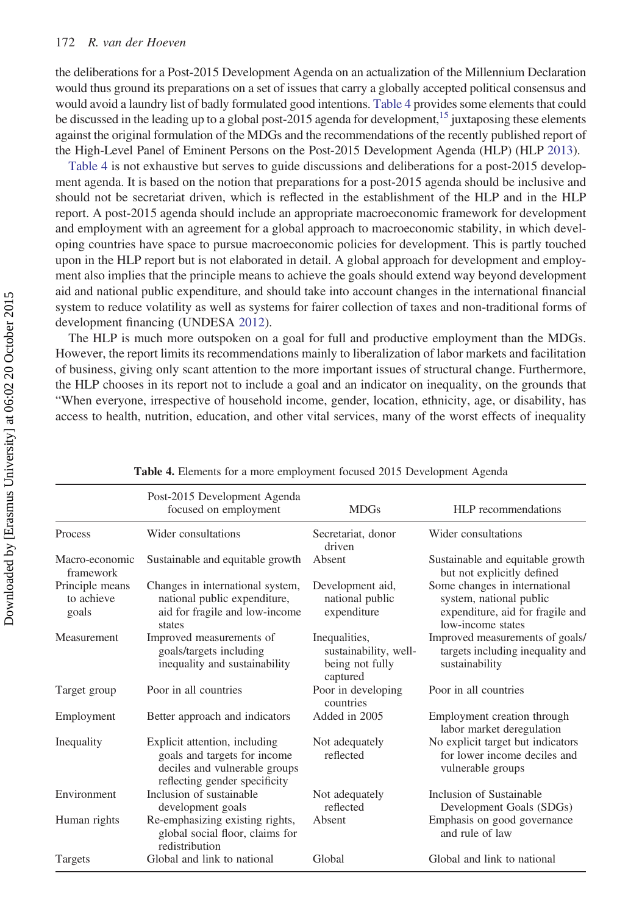the deliberations for a Post-2015 Development Agenda on an actualization of the Millennium Declaration would thus ground its preparations on a set of issues that carry a globally accepted political consensus and would avoid a laundry list of badly formulated good intentions. Table 4 provides some elements that could be discussed in the leading up to a global post-2015 agenda for development,[15] juxtaposing these elements against the original formulation of the MDGs and the recommendations of the recently published report of the High-Level Panel of Eminent Persons on the Post-2015 Development Agenda (HLP) (HLP 2013).

Table 4 is not exhaustive but serves to guide discussions and deliberations for a post-2015 development agenda. It is based on the notion that preparations for a post-2015 agenda should be inclusive and should not be secretariat driven, which is reflected in the establishment of the HLP and in the HLP report. A post-2015 agenda should include an appropriate macroeconomic framework for development and employment with an agreement for a global approach to macroeconomic stability, in which developing countries have space to pursue macroeconomic policies for development. This is partly touched upon in the HLP report but is not elaborated in detail. A global approach for development and employment also implies that the principle means to achieve the goals should extend way beyond development aid and national public expenditure, and should take into account changes in the international financial system to reduce volatility as well as systems for fairer collection of taxes and non-traditional forms of development financing (UNDESA 2012).

The HLP is much more outspoken on a goal for full and productive employment than the MDGs. However, the report limits its recommendations mainly to liberalization of labor markets and facilitation of business, giving only scant attention to the more important issues of structural change. Furthermore, the HLP chooses in its report not to include a goal and an indicator on inequality, on the grounds that "When everyone, irrespective of household income, gender, location, ethnicity, age, or disability, has access to health, nutrition, education, and other vital services, many of the worst effects of inequality

**Table 4.** Elements for a more employment focused 2015 Development Agenda

| | Post-2015 Development Agenda focused on employment | MDGs | HLP recommendations |
|---|---|---|---|
| Process | Wider consultations | Secretariat, donor driven | Wider consultations |
| Macro-economic framework | Sustainable and equitable growth | Absent | Sustainable and equitable growth but not explicitly defined |
| Principle means to achieve goals | Changes in international system, national public expenditure, aid for fragile and low-income states | Development aid, national public expenditure | Some changes in international system, national public expenditure, aid for fragile and low-income states |
| Measurement | Improved measurements of goals/targets including inequality and sustainability | Inequalities, sustainability, well-being not fully captured | Improved measurements of goals/targets including inequality and sustainability |
| Target group | Poor in all countries | Poor in developing countries | Poor in all countries |
| Employment | Better approach and indicators | Added in 2005 | Employment creation through labor market deregulation |
| Inequality | Explicit attention, including goals and targets for income deciles and vulnerable groups reflecting gender specificity | Not adequately reflected | No explicit target but indicators for lower income deciles and vulnerable groups |
| Environment | Inclusion of sustainable development goals | Not adequately reflected | Inclusion of Sustainable Development Goals (SDGs) |
| Human rights | Re-emphasizing existing rights, global social floor, claims for redistribution | Absent | Emphasis on good governance and rule of law |
| Targets | Global and link to national | Global | Global and link to national |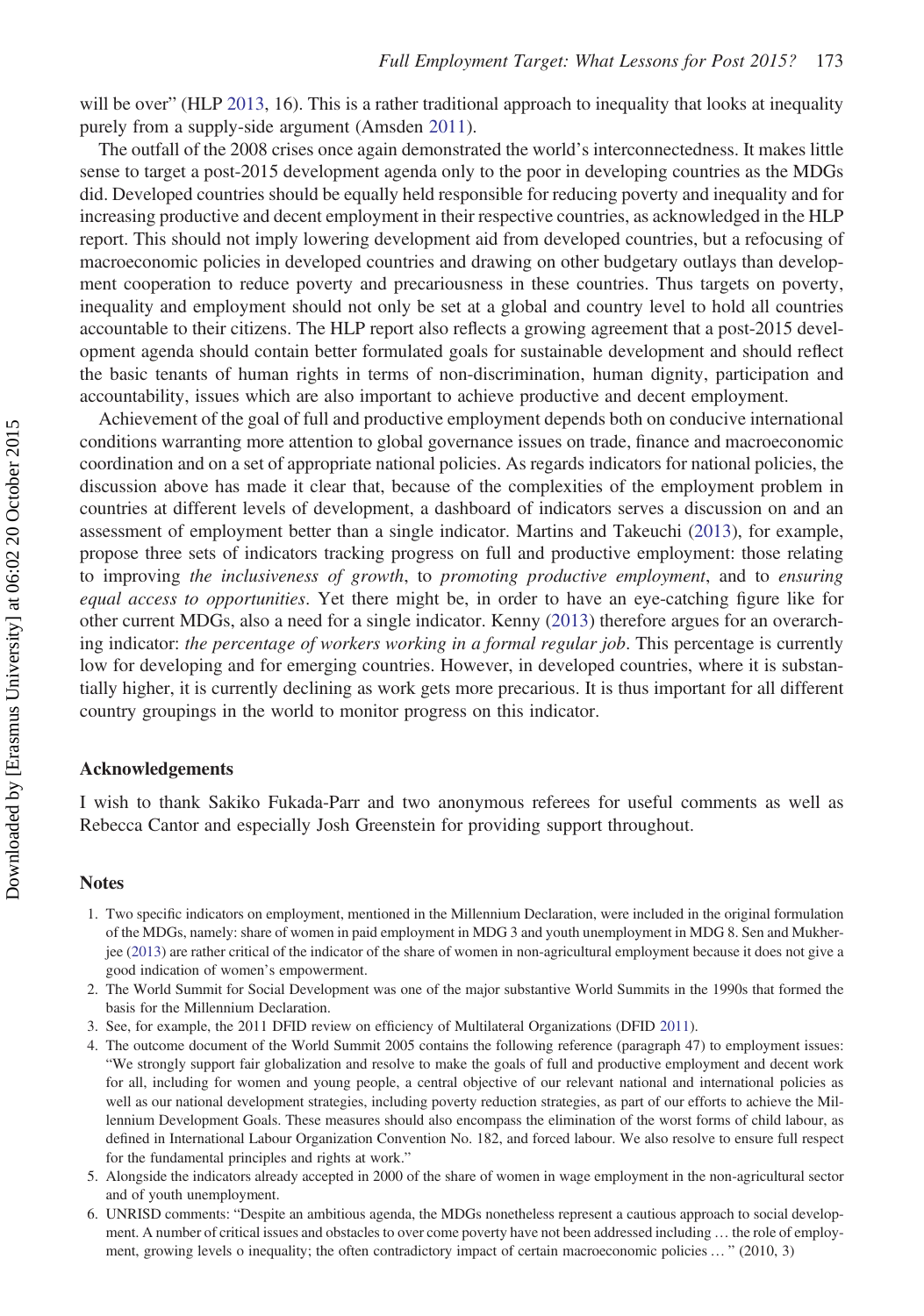will be over" (HLP 2013, 16). This is a rather traditional approach to inequality that looks at inequality purely from a supply-side argument (Amsden 2011).

The outfall of the 2008 crises once again demonstrated the world's interconnectedness. It makes little sense to target a post-2015 development agenda only to the poor in developing countries as the MDGs did. Developed countries should be equally held responsible for reducing poverty and inequality and for increasing productive and decent employment in their respective countries, as acknowledged in the HLP report. This should not imply lowering development aid from developed countries, but a refocusing of macroeconomic policies in developed countries and drawing on other budgetary outlays than development cooperation to reduce poverty and precariousness in these countries. Thus targets on poverty, inequality and employment should not only be set at a global and country level to hold all countries accountable to their citizens. The HLP report also reflects a growing agreement that a post-2015 development agenda should contain better formulated goals for sustainable development and should reflect the basic tenants of human rights in terms of non-discrimination, human dignity, participation and accountability, issues which are also important to achieve productive and decent employment.

Achievement of the goal of full and productive employment depends both on conducive international conditions warranting more attention to global governance issues on trade, finance and macroeconomic coordination and on a set of appropriate national policies. As regards indicators for national policies, the discussion above has made it clear that, because of the complexities of the employment problem in countries at different levels of development, a dashboard of indicators serves a discussion on and an assessment of employment better than a single indicator. Martins and Takeuchi (2013), for example, propose three sets of indicators tracking progress on full and productive employment: those relating to improving *the inclusiveness of growth*, to *promoting productive employment*, and to *ensuring equal access to opportunities*. Yet there might be, in order to have an eye-catching figure like for other current MDGs, also a need for a single indicator. Kenny (2013) therefore argues for an overarching indicator: *the percentage of workers working in a formal regular job*. This percentage is currently low for developing and for emerging countries. However, in developed countries, where it is substantially higher, it is currently declining as work gets more precarious. It is thus important for all different country groupings in the world to monitor progress on this indicator.

## Acknowledgements

I wish to thank Sakiko Fukada-Parr and two anonymous referees for useful comments as well as Rebecca Cantor and especially Josh Greenstein for providing support throughout.

## Notes

1. Two specific indicators on employment, mentioned in the Millennium Declaration, were included in the original formulation of the MDGs, namely: share of women in paid employment in MDG 3 and youth unemployment in MDG 8. Sen and Mukherjee (2013) are rather critical of the indicator of the share of women in non-agricultural employment because it does not give a good indication of women's empowerment.
2. The World Summit for Social Development was one of the major substantive World Summits in the 1990s that formed the basis for the Millennium Declaration.
3. See, for example, the 2011 DFID review on efficiency of Multilateral Organizations (DFID 2011).
4. The outcome document of the World Summit 2005 contains the following reference (paragraph 47) to employment issues: "We strongly support fair globalization and resolve to make the goals of full and productive employment and decent work for all, including for women and young people, a central objective of our relevant national and international policies as well as our national development strategies, including poverty reduction strategies, as part of our efforts to achieve the Millennium Development Goals. These measures should also encompass the elimination of the worst forms of child labour, as defined in International Labour Organization Convention No. 182, and forced labour. We also resolve to ensure full respect for the fundamental principles and rights at work."
5. Alongside the indicators already accepted in 2000 of the share of women in wage employment in the non-agricultural sector and of youth unemployment.
6. UNRISD comments: "Despite an ambitious agenda, the MDGs nonetheless represent a cautious approach to social development. A number of critical issues and obstacles to over come poverty have not been addressed including … the role of employment, growing levels o inequality; the often contradictory impact of certain macroeconomic policies … " (2010, 3)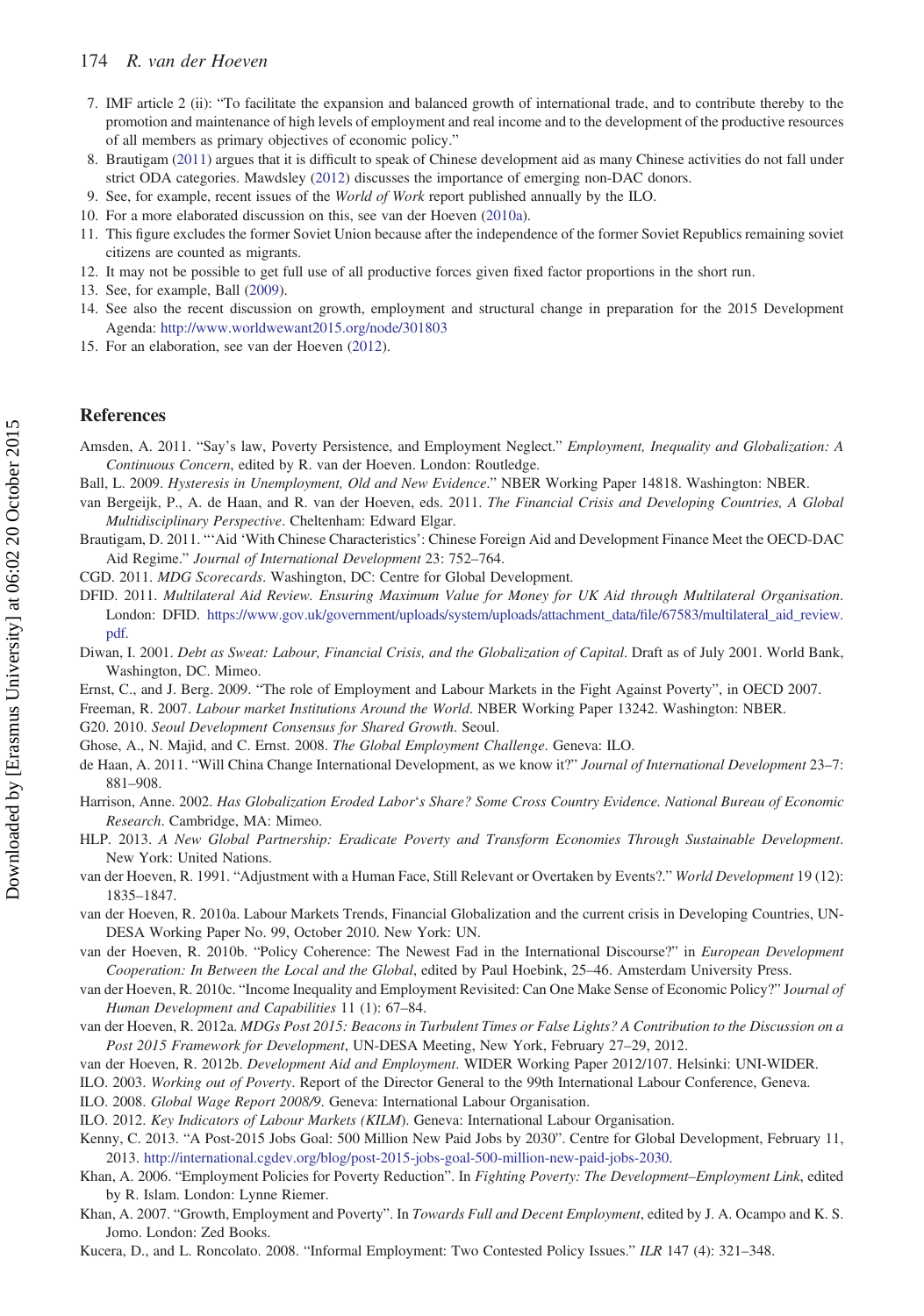7. IMF article 2 (ii): "To facilitate the expansion and balanced growth of international trade, and to contribute thereby to the promotion and maintenance of high levels of employment and real income and to the development of the productive resources of all members as primary objectives of economic policy."
8. Brautigam (2011) argues that it is difficult to speak of Chinese development aid as many Chinese activities do not fall under strict ODA categories. Mawdsley (2012) discusses the importance of emerging non-DAC donors.
9. See, for example, recent issues of the *World of Work* report published annually by the ILO.
10. For a more elaborated discussion on this, see van der Hoeven (2010a).
11. This figure excludes the former Soviet Union because after the independence of the former Soviet Republics remaining soviet citizens are counted as migrants.
12. It may not be possible to get full use of all productive forces given fixed factor proportions in the short run.
13. See, for example, Ball (2009).
14. See also the recent discussion on growth, employment and structural change in preparation for the 2015 Development Agenda: http://www.worldwewant2015.org/node/301803
15. For an elaboration, see van der Hoeven (2012).

## References

Amsden, A. 2011. "Say's law, Poverty Persistence, and Employment Neglect." *Employment, Inequality and Globalization: A Continuous Concern*, edited by R. van der Hoeven. London: Routledge.

Ball, L. 2009. *Hysteresis in Unemployment, Old and New Evidence*." NBER Working Paper 14818. Washington: NBER.

van Bergeijk, P., A. de Haan, and R. van der Hoeven, eds. 2011. *The Financial Crisis and Developing Countries, A Global Multidisciplinary Perspective*. Cheltenham: Edward Elgar.

Brautigam, D. 2011. "'Aid 'With Chinese Characteristics': Chinese Foreign Aid and Development Finance Meet the OECD-DAC Aid Regime." *Journal of International Development* 23: 752–764.

CGD. 2011. *MDG Scorecards*. Washington, DC: Centre for Global Development.

DFID. 2011. *Multilateral Aid Review. Ensuring Maximum Value for Money for UK Aid through Multilateral Organisation*. London: DFID. https://www.gov.uk/government/uploads/system/uploads/attachment_data/file/67583/multilateral_aid_review.pdf.

Diwan, I. 2001. *Debt as Sweat: Labour, Financial Crisis, and the Globalization of Capital*. Draft as of July 2001. World Bank, Washington, DC. Mimeo.

Ernst, C., and J. Berg. 2009. "The role of Employment and Labour Markets in the Fight Against Poverty", in OECD 2007.

Freeman, R. 2007. *Labour market Institutions Around the World*. NBER Working Paper 13242. Washington: NBER.

G20. 2010. *Seoul Development Consensus for Shared Growth*. Seoul.

Ghose, A., N. Majid, and C. Ernst. 2008. *The Global Employment Challenge*. Geneva: ILO.

de Haan, A. 2011. "Will China Change International Development, as we know it?" *Journal of International Development* 23–7: 881–908.

Harrison, Anne. 2002. *Has Globalization Eroded Labor's Share? Some Cross Country Evidence. National Bureau of Economic Research*. Cambridge, MA: Mimeo.

HLP. 2013. *A New Global Partnership: Eradicate Poverty and Transform Economies Through Sustainable Development*. New York: United Nations.

van der Hoeven, R. 1991. "Adjustment with a Human Face, Still Relevant or Overtaken by Events?." *World Development* 19 (12): 1835–1847.

van der Hoeven, R. 2010a. Labour Markets Trends, Financial Globalization and the current crisis in Developing Countries, UN-DESA Working Paper No. 99, October 2010. New York: UN.

van der Hoeven, R. 2010b. "Policy Coherence: The Newest Fad in the International Discourse?" in *European Development Cooperation: In Between the Local and the Global*, edited by Paul Hoebink, 25–46. Amsterdam University Press.

van der Hoeven, R. 2010c. "Income Inequality and Employment Revisited: Can One Make Sense of Economic Policy?" *Journal of Human Development and Capabilities* 11 (1): 67–84.

van der Hoeven, R. 2012a. *MDGs Post 2015: Beacons in Turbulent Times or False Lights? A Contribution to the Discussion on a Post 2015 Framework for Development*, UN-DESA Meeting, New York, February 27–29, 2012.

van der Hoeven, R. 2012b. *Development Aid and Employment*. WIDER Working Paper 2012/107. Helsinki: UNI-WIDER.

ILO. 2003. *Working out of Poverty*. Report of the Director General to the 99th International Labour Conference, Geneva.

ILO. 2008. *Global Wage Report 2008/9*. Geneva: International Labour Organisation.

ILO. 2012. *Key Indicators of Labour Markets (KILM)*. Geneva: International Labour Organisation.

Kenny, C. 2013. "A Post-2015 Jobs Goal: 500 Million New Paid Jobs by 2030". Centre for Global Development, February 11, 2013. http://international.cgdev.org/blog/post-2015-jobs-goal-500-million-new-paid-jobs-2030.

Khan, A. 2006. "Employment Policies for Poverty Reduction". In *Fighting Poverty: The Development–Employment Link*, edited by R. Islam. London: Lynne Riemer.

Khan, A. 2007. "Growth, Employment and Poverty". In *Towards Full and Decent Employment*, edited by J. A. Ocampo and K. S. Jomo. London: Zed Books.

Kucera, D., and L. Roncolato. 2008. "Informal Employment: Two Contested Policy Issues." *ILR* 147 (4): 321–348.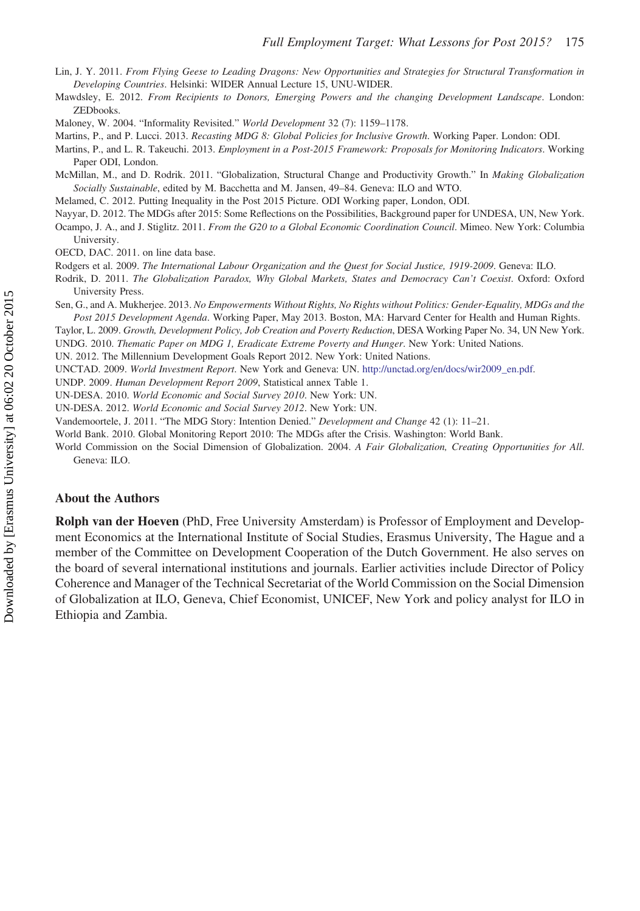Lin, J. Y. 2011. *From Flying Geese to Leading Dragons: New Opportunities and Strategies for Structural Transformation in Developing Countries*. Helsinki: WIDER Annual Lecture 15, UNU-WIDER.

Mawdsley, E. 2012. *From Recipients to Donors, Emerging Powers and the changing Development Landscape*. London: ZEDbooks.

Maloney, W. 2004. "Informality Revisited." *World Development* 32 (7): 1159–1178.

Martins, P., and P. Lucci. 2013. *Recasting MDG 8: Global Policies for Inclusive Growth*. Working Paper. London: ODI.

Martins, P., and L. R. Takeuchi. 2013. *Employment in a Post-2015 Framework: Proposals for Monitoring Indicators*. Working Paper ODI, London.

McMillan, M., and D. Rodrik. 2011. "Globalization, Structural Change and Productivity Growth." In *Making Globalization Socially Sustainable*, edited by M. Bacchetta and M. Jansen, 49–84. Geneva: ILO and WTO.

Melamed, C. 2012. Putting Inequality in the Post 2015 Picture. ODI Working paper, London, ODI.

Nayyar, D. 2012. The MDGs after 2015: Some Reflections on the Possibilities, Background paper for UNDESA, UN, New York.

Ocampo, J. A., and J. Stiglitz. 2011. *From the G20 to a Global Economic Coordination Council*. Mimeo. New York: Columbia University.

OECD, DAC. 2011. on line data base.

Rodgers et al. 2009. *The International Labour Organization and the Quest for Social Justice, 1919-2009*. Geneva: ILO.

Rodrik, D. 2011. *The Globalization Paradox, Why Global Markets, States and Democracy Can't Coexist*. Oxford: Oxford University Press.

Sen, G., and A. Mukherjee. 2013. *No Empowerments Without Rights, No Rights without Politics: Gender-Equality, MDGs and the Post 2015 Development Agenda*. Working Paper, May 2013. Boston, MA: Harvard Center for Health and Human Rights.

Taylor, L. 2009. *Growth, Development Policy, Job Creation and Poverty Reduction*, DESA Working Paper No. 34, UN New York.

UNDG. 2010. *Thematic Paper on MDG 1, Eradicate Extreme Poverty and Hunger*. New York: United Nations.

UN. 2012. The Millennium Development Goals Report 2012. New York: United Nations.

UNCTAD. 2009. *World Investment Report*. New York and Geneva: UN. http://unctad.org/en/docs/wir2009_en.pdf.

UNDP. 2009. *Human Development Report 2009*, Statistical annex Table 1.

UN-DESA. 2010. *World Economic and Social Survey 2010*. New York: UN.

UN-DESA. 2012. *World Economic and Social Survey 2012*. New York: UN.

Vandemoortele, J. 2011. "The MDG Story: Intention Denied." *Development and Change* 42 (1): 11–21.

World Bank. 2010. Global Monitoring Report 2010: The MDGs after the Crisis. Washington: World Bank.

World Commission on the Social Dimension of Globalization. 2004. *A Fair Globalization, Creating Opportunities for All*. Geneva: ILO.

## About the Authors

**Rolph van der Hoeven** (PhD, Free University Amsterdam) is Professor of Employment and Development Economics at the International Institute of Social Studies, Erasmus University, The Hague and a member of the Committee on Development Cooperation of the Dutch Government. He also serves on the board of several international institutions and journals. Earlier activities include Director of Policy Coherence and Manager of the Technical Secretariat of the World Commission on the Social Dimension of Globalization at ILO, Geneva, Chief Economist, UNICEF, New York and policy analyst for ILO in Ethiopia and Zambia.